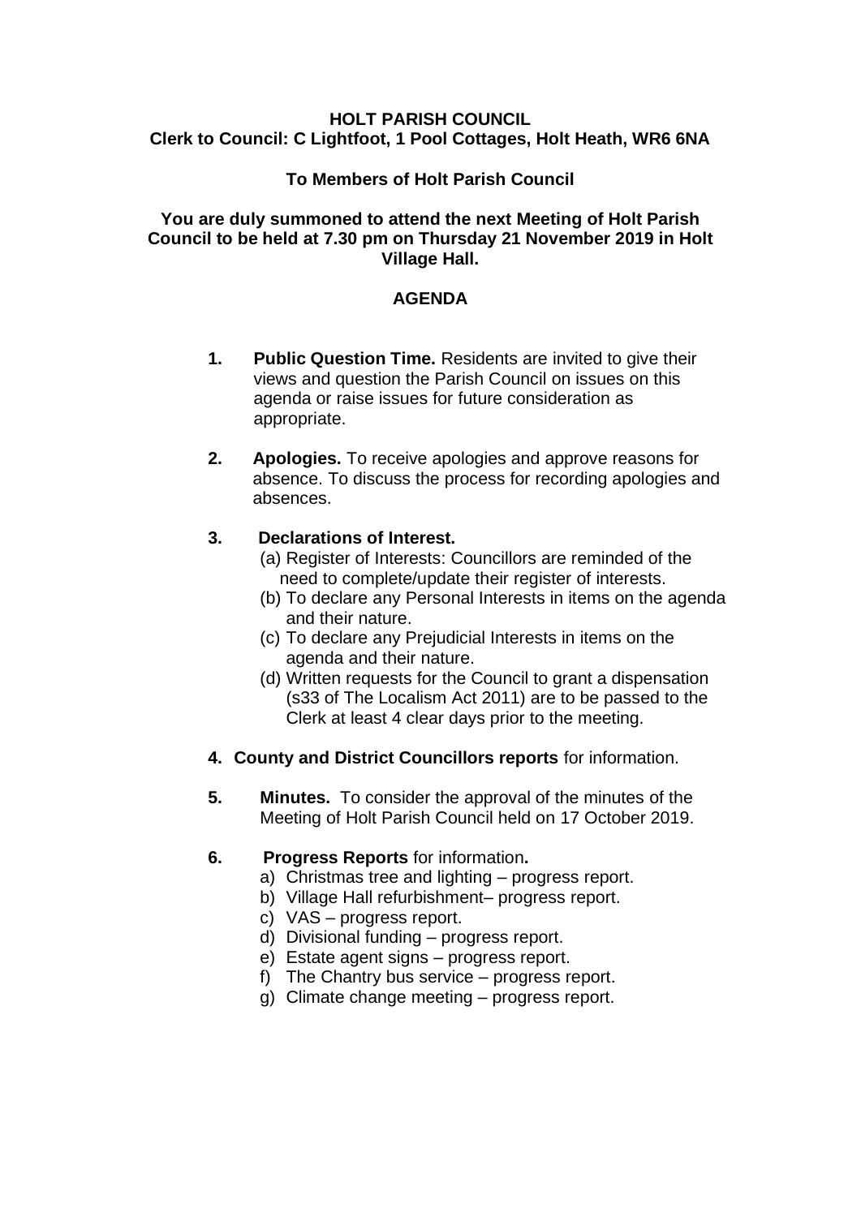**HOLT PARISH COUNCIL**
**Clerk to Council: C Lightfoot, 1 Pool Cottages, Holt Heath, WR6 6NA**

**To Members of Holt Parish Council**

**You are duly summoned to attend the next Meeting of Holt Parish Council to be held at 7.30 pm on Thursday 21 November 2019 in Holt Village Hall.**

## AGENDA

1. **Public Question Time.** Residents are invited to give their views and question the Parish Council on issues on this agenda or raise issues for future consideration as appropriate.

2. **Apologies.** To receive apologies and approve reasons for absence. To discuss the process for recording apologies and absences.

3. **Declarations of Interest.**
   (a) Register of Interests: Councillors are reminded of the need to complete/update their register of interests.
   (b) To declare any Personal Interests in items on the agenda and their nature.
   (c) To declare any Prejudicial Interests in items on the agenda and their nature.
   (d) Written requests for the Council to grant a dispensation (s33 of The Localism Act 2011) are to be passed to the Clerk at least 4 clear days prior to the meeting.

4. **County and District Councillors reports** for information.

5. **Minutes.** To consider the approval of the minutes of the Meeting of Holt Parish Council held on 17 October 2019.

6. **Progress Reports** for information**.**
   a) Christmas tree and lighting – progress report.
   b) Village Hall refurbishment– progress report.
   c) VAS – progress report.
   d) Divisional funding – progress report.
   e) Estate agent signs – progress report.
   f) The Chantry bus service – progress report.
   g) Climate change meeting – progress report.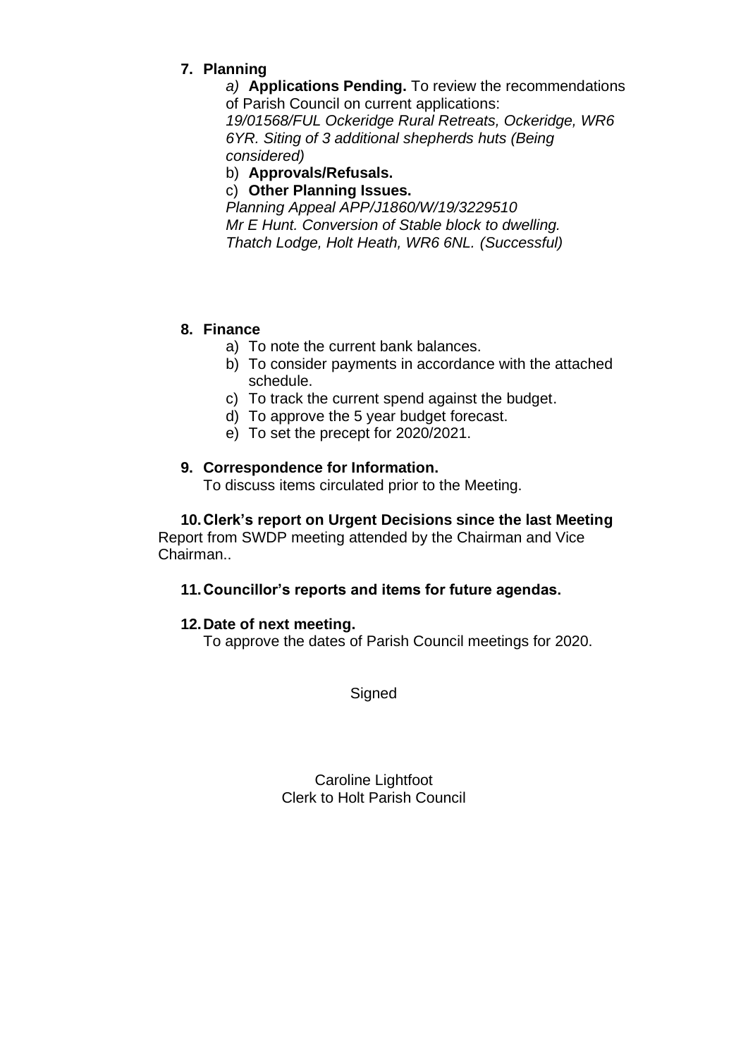7. **Planning**

   *a)* **Applications Pending.** To review the recommendations of Parish Council on current applications:
   *19/01568/FUL Ockeridge Rural Retreats, Ockeridge, WR6 6YR. Siting of 3 additional shepherds huts (Being considered)*

   b) **Approvals/Refusals.**

   c) **Other Planning Issues.**
   *Planning Appeal APP/J1860/W/19/3229510*
   *Mr E Hunt. Conversion of Stable block to dwelling.*
   *Thatch Lodge, Holt Heath, WR6 6NL. (Successful)*

8. **Finance**
   a) To note the current bank balances.
   b) To consider payments in accordance with the attached schedule.
   c) To track the current spend against the budget.
   d) To approve the 5 year budget forecast.
   e) To set the precept for 2020/2021.

9. **Correspondence for Information.**
   To discuss items circulated prior to the Meeting.

10. **Clerk's report on Urgent Decisions since the last Meeting**
    Report from SWDP meeting attended by the Chairman and Vice Chairman..

11. **Councillor's reports and items for future agendas.**

12. **Date of next meeting.**
    To approve the dates of Parish Council meetings for 2020.

Signed

Caroline Lightfoot
Clerk to Holt Parish Council